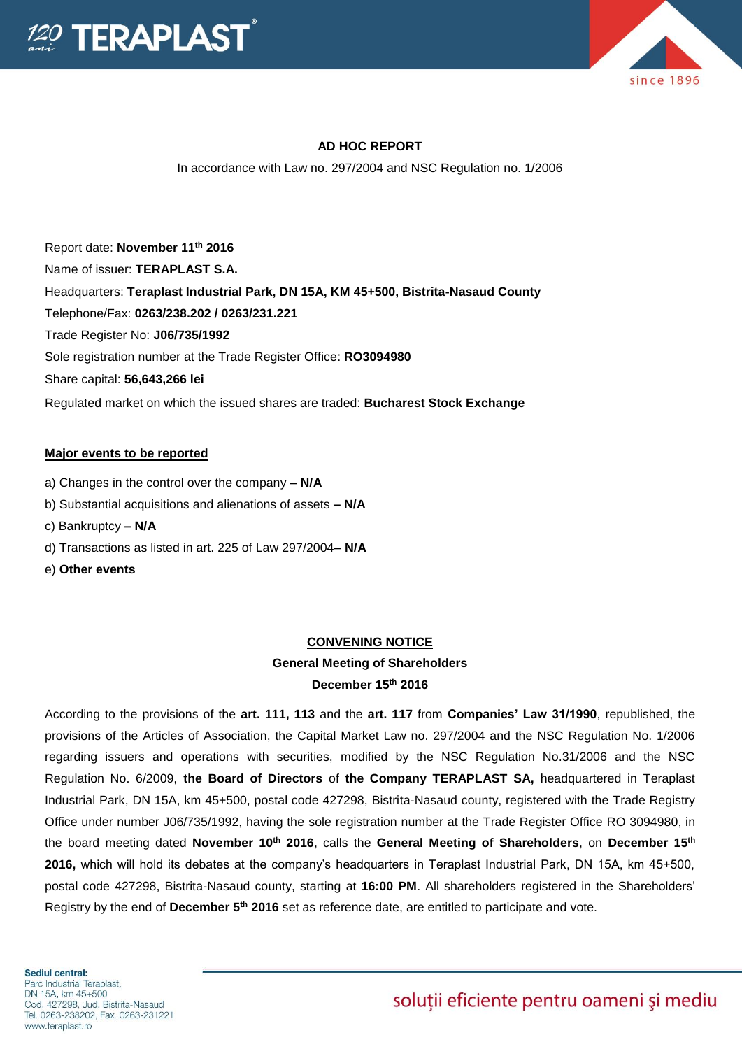**AD HOC REPORT**

In accordance with Law no. 297/2004 and NSC Regulation no. 1/2006

Report date: **November 11th 2016**

Name of issuer: **TERAPLAST S.A.**

Headquarters: **Teraplast Industrial Park, DN 15A, KM 45+500, Bistrita-Nasaud County**

Telephone/Fax: **0263/238.202 / 0263/231.221**

Trade Register No: **J06/735/1992**

Sole registration number at the Trade Register Office: **RO3094980**

Share capital: **56,643,266 lei**

Regulated market on which the issued shares are traded: **Bucharest Stock Exchange**

**Major events to be reported**

a) Changes in the control over the company **– N/A**

b) Substantial acquisitions and alienations of assets **– N/A**

c) Bankruptcy **– N/A**

d) Transactions as listed in art. 225 of Law 297/2004**– N/A**

e) **Other events**

**CONVENING NOTICE**

**General Meeting of Shareholders**

**December 15th 2016**

According to the provisions of the **art. 111, 113** and the **art. 117** from **Companies' Law 31/1990**, republished, the provisions of the Articles of Association, the Capital Market Law no. 297/2004 and the NSC Regulation No. 1/2006 regarding issuers and operations with securities, modified by the NSC Regulation No.31/2006 and the NSC Regulation No. 6/2009, **the Board of Directors** of **the Company TERAPLAST SA,** headquartered in Teraplast Industrial Park, DN 15A, km 45+500, postal code 427298, Bistrita-Nasaud county, registered with the Trade Registry Office under number J06/735/1992, having the sole registration number at the Trade Register Office RO 3094980, in the board meeting dated **November 10th 2016**, calls the **General Meeting of Shareholders**, on **December 15th 2016,** which will hold its debates at the company's headquarters in Teraplast Industrial Park, DN 15A, km 45+500, postal code 427298, Bistrita-Nasaud county, starting at **16:00 PM**. All shareholders registered in the Shareholders' Registry by the end of **December 5th 2016** set as reference date, are entitled to participate and vote.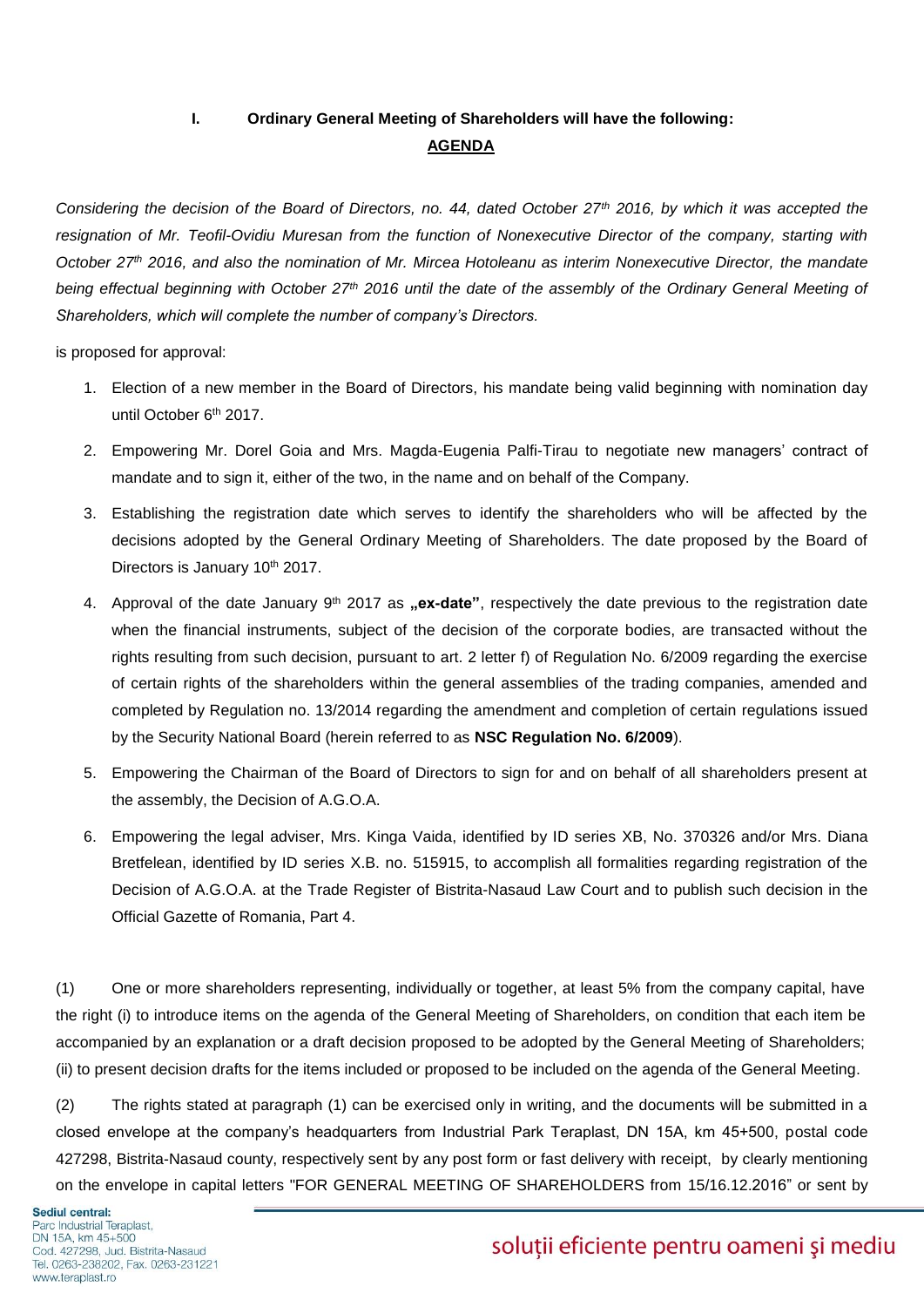## I. Ordinary General Meeting of Shareholders will have the following:

**AGENDA**

*Considering the decision of the Board of Directors, no. 44, dated October 27th 2016, by which it was accepted the resignation of Mr. Teofil-Ovidiu Muresan from the function of Nonexecutive Director of the company, starting with October 27th 2016, and also the nomination of Mr. Mircea Hotoleanu as interim Nonexecutive Director, the mandate being effectual beginning with October 27th 2016 until the date of the assembly of the Ordinary General Meeting of Shareholders, which will complete the number of company's Directors.*

is proposed for approval:

1. Election of a new member in the Board of Directors, his mandate being valid beginning with nomination day until October 6th 2017.
2. Empowering Mr. Dorel Goia and Mrs. Magda-Eugenia Palfi-Tirau to negotiate new managers' contract of mandate and to sign it, either of the two, in the name and on behalf of the Company.
3. Establishing the registration date which serves to identify the shareholders who will be affected by the decisions adopted by the General Ordinary Meeting of Shareholders. The date proposed by the Board of Directors is January 10th 2017.
4. Approval of the date January 9th 2017 as **„ex-date"**, respectively the date previous to the registration date when the financial instruments, subject of the decision of the corporate bodies, are transacted without the rights resulting from such decision, pursuant to art. 2 letter f) of Regulation No. 6/2009 regarding the exercise of certain rights of the shareholders within the general assemblies of the trading companies, amended and completed by Regulation no. 13/2014 regarding the amendment and completion of certain regulations issued by the Security National Board (herein referred to as **NSC Regulation No. 6/2009**).
5. Empowering the Chairman of the Board of Directors to sign for and on behalf of all shareholders present at the assembly, the Decision of A.G.O.A.
6. Empowering the legal adviser, Mrs. Kinga Vaida, identified by ID series XB, No. 370326 and/or Mrs. Diana Bretfelean, identified by ID series X.B. no. 515915, to accomplish all formalities regarding registration of the Decision of A.G.O.A. at the Trade Register of Bistrita-Nasaud Law Court and to publish such decision in the Official Gazette of Romania, Part 4.

(1) One or more shareholders representing, individually or together, at least 5% from the company capital, have the right (i) to introduce items on the agenda of the General Meeting of Shareholders, on condition that each item be accompanied by an explanation or a draft decision proposed to be adopted by the General Meeting of Shareholders; (ii) to present decision drafts for the items included or proposed to be included on the agenda of the General Meeting.

(2) The rights stated at paragraph (1) can be exercised only in writing, and the documents will be submitted in a closed envelope at the company's headquarters from Industrial Park Teraplast, DN 15A, km 45+500, postal code 427298, Bistrita-Nasaud county, respectively sent by any post form or fast delivery with receipt, by clearly mentioning on the envelope in capital letters "FOR GENERAL MEETING OF SHAREHOLDERS from 15/16.12.2016" or sent by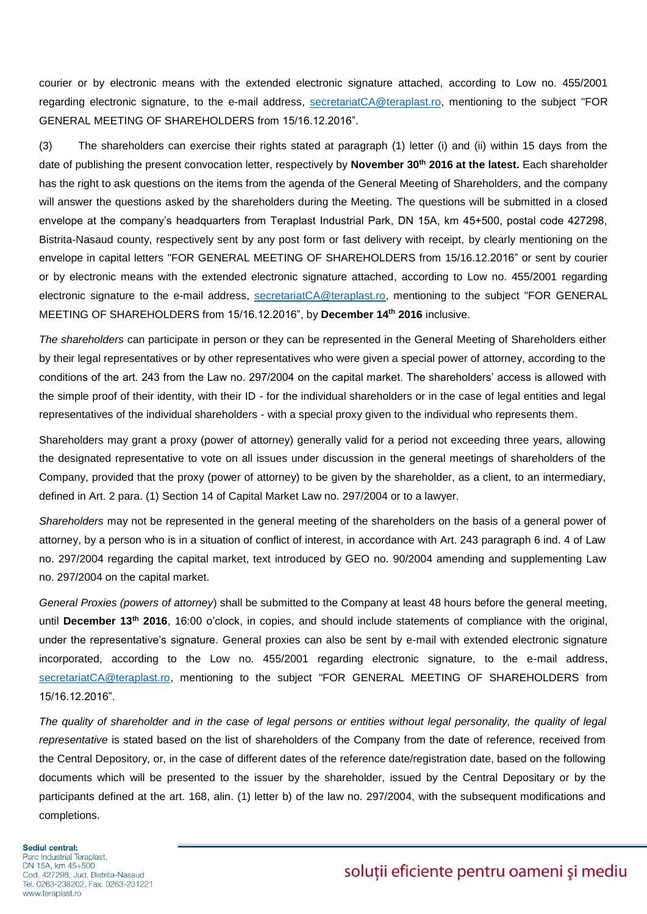courier or by electronic means with the extended electronic signature attached, according to Low no. 455/2001 regarding electronic signature, to the e-mail address, secretariatCA@teraplast.ro, mentioning to the subject "FOR GENERAL MEETING OF SHAREHOLDERS from 15/16.12.2016".

(3) The shareholders can exercise their rights stated at paragraph (1) letter (i) and (ii) within 15 days from the date of publishing the present convocation letter, respectively by **November 30th 2016 at the latest.** Each shareholder has the right to ask questions on the items from the agenda of the General Meeting of Shareholders, and the company will answer the questions asked by the shareholders during the Meeting. The questions will be submitted in a closed envelope at the company's headquarters from Teraplast Industrial Park, DN 15A, km 45+500, postal code 427298, Bistrita-Nasaud county, respectively sent by any post form or fast delivery with receipt, by clearly mentioning on the envelope in capital letters "FOR GENERAL MEETING OF SHAREHOLDERS from 15/16.12.2016" or sent by courier or by electronic means with the extended electronic signature attached, according to Low no. 455/2001 regarding electronic signature to the e-mail address, secretariatCA@teraplast.ro, mentioning to the subject "FOR GENERAL MEETING OF SHAREHOLDERS from 15/16.12.2016", by **December 14th 2016** inclusive.

*The shareholders* can participate in person or they can be represented in the General Meeting of Shareholders either by their legal representatives or by other representatives who were given a special power of attorney, according to the conditions of the art. 243 from the Law no. 297/2004 on the capital market. The shareholders' access is allowed with the simple proof of their identity, with their ID - for the individual shareholders or in the case of legal entities and legal representatives of the individual shareholders - with a special proxy given to the individual who represents them.

Shareholders may grant a proxy (power of attorney) generally valid for a period not exceeding three years, allowing the designated representative to vote on all issues under discussion in the general meetings of shareholders of the Company, provided that the proxy (power of attorney) to be given by the shareholder, as a client, to an intermediary, defined in Art. 2 para. (1) Section 14 of Capital Market Law no. 297/2004 or to a lawyer.

*Shareholders* may not be represented in the general meeting of the shareholders on the basis of a general power of attorney, by a person who is in a situation of conflict of interest, in accordance with Art. 243 paragraph 6 ind. 4 of Law no. 297/2004 regarding the capital market, text introduced by GEO no. 90/2004 amending and supplementing Law no. 297/2004 on the capital market.

*General Proxies (powers of attorney*) shall be submitted to the Company at least 48 hours before the general meeting, until **December 13th 2016**, 16:00 o'clock, in copies, and should include statements of compliance with the original, under the representative's signature. General proxies can also be sent by e-mail with extended electronic signature incorporated, according to the Low no. 455/2001 regarding electronic signature, to the e-mail address, secretariatCA@teraplast.ro, mentioning to the subject "FOR GENERAL MEETING OF SHAREHOLDERS from 15/16.12.2016".

*The quality of shareholder and in the case of legal persons or entities without legal personality, the quality of legal representative* is stated based on the list of shareholders of the Company from the date of reference, received from the Central Depository, or, in the case of different dates of the reference date/registration date, based on the following documents which will be presented to the issuer by the shareholder, issued by the Central Depositary or by the participants defined at the art. 168, alin. (1) letter b) of the law no. 297/2004, with the subsequent modifications and completions.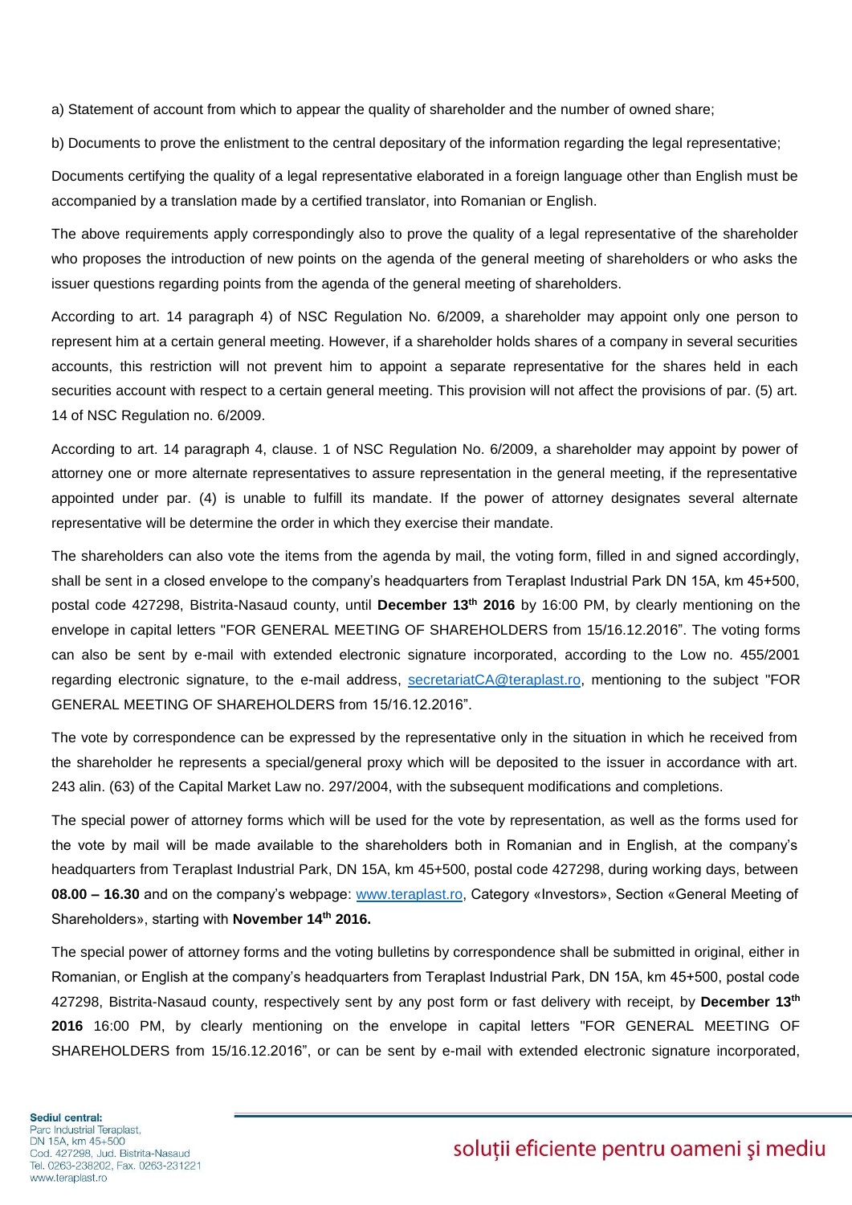a) Statement of account from which to appear the quality of shareholder and the number of owned share;

b) Documents to prove the enlistment to the central depositary of the information regarding the legal representative;

Documents certifying the quality of a legal representative elaborated in a foreign language other than English must be accompanied by a translation made by a certified translator, into Romanian or English.

The above requirements apply correspondingly also to prove the quality of a legal representative of the shareholder who proposes the introduction of new points on the agenda of the general meeting of shareholders or who asks the issuer questions regarding points from the agenda of the general meeting of shareholders.

According to art. 14 paragraph 4) of NSC Regulation No. 6/2009, a shareholder may appoint only one person to represent him at a certain general meeting. However, if a shareholder holds shares of a company in several securities accounts, this restriction will not prevent him to appoint a separate representative for the shares held in each securities account with respect to a certain general meeting. This provision will not affect the provisions of par. (5) art. 14 of NSC Regulation no. 6/2009.

According to art. 14 paragraph 4, clause. 1 of NSC Regulation No. 6/2009, a shareholder may appoint by power of attorney one or more alternate representatives to assure representation in the general meeting, if the representative appointed under par. (4) is unable to fulfill its mandate. If the power of attorney designates several alternate representative will be determine the order in which they exercise their mandate.

The shareholders can also vote the items from the agenda by mail, the voting form, filled in and signed accordingly, shall be sent in a closed envelope to the company's headquarters from Teraplast Industrial Park DN 15A, km 45+500, postal code 427298, Bistrita-Nasaud county, until **December 13th 2016** by 16:00 PM, by clearly mentioning on the envelope in capital letters "FOR GENERAL MEETING OF SHAREHOLDERS from 15/16.12.2016". The voting forms can also be sent by e-mail with extended electronic signature incorporated, according to the Low no. 455/2001 regarding electronic signature, to the e-mail address, secretariatCA@teraplast.ro, mentioning to the subject "FOR GENERAL MEETING OF SHAREHOLDERS from 15/16.12.2016".

The vote by correspondence can be expressed by the representative only in the situation in which he received from the shareholder he represents a special/general proxy which will be deposited to the issuer in accordance with art. 243 alin. (63) of the Capital Market Law no. 297/2004, with the subsequent modifications and completions.

The special power of attorney forms which will be used for the vote by representation, as well as the forms used for the vote by mail will be made available to the shareholders both in Romanian and in English, at the company's headquarters from Teraplast Industrial Park, DN 15A, km 45+500, postal code 427298, during working days, between **08.00 – 16.30** and on the company's webpage: www.teraplast.ro, Category «Investors», Section «General Meeting of Shareholders», starting with **November 14th 2016.**

The special power of attorney forms and the voting bulletins by correspondence shall be submitted in original, either in Romanian, or English at the company's headquarters from Teraplast Industrial Park, DN 15A, km 45+500, postal code 427298, Bistrita-Nasaud county, respectively sent by any post form or fast delivery with receipt, by **December 13th 2016** 16:00 PM, by clearly mentioning on the envelope in capital letters "FOR GENERAL MEETING OF SHAREHOLDERS from 15/16.12.2016", or can be sent by e-mail with extended electronic signature incorporated,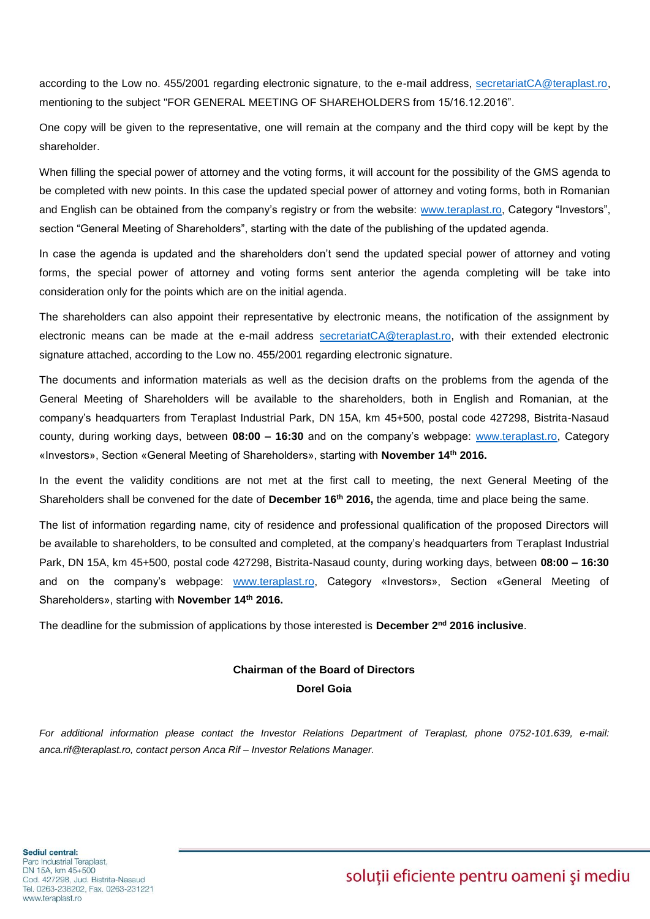according to the Low no. 455/2001 regarding electronic signature, to the e-mail address, secretariatCA@teraplast.ro, mentioning to the subject "FOR GENERAL MEETING OF SHAREHOLDERS from 15/16.12.2016”.

One copy will be given to the representative, one will remain at the company and the third copy will be kept by the shareholder.

When filling the special power of attorney and the voting forms, it will account for the possibility of the GMS agenda to be completed with new points. In this case the updated special power of attorney and voting forms, both in Romanian and English can be obtained from the company’s registry or from the website: www.teraplast.ro, Category “Investors”, section “General Meeting of Shareholders”, starting with the date of the publishing of the updated agenda.

In case the agenda is updated and the shareholders don’t send the updated special power of attorney and voting forms, the special power of attorney and voting forms sent anterior the agenda completing will be take into consideration only for the points which are on the initial agenda.

The shareholders can also appoint their representative by electronic means, the notification of the assignment by electronic means can be made at the e-mail address secretariatCA@teraplast.ro, with their extended electronic signature attached, according to the Low no. 455/2001 regarding electronic signature.

The documents and information materials as well as the decision drafts on the problems from the agenda of the General Meeting of Shareholders will be available to the shareholders, both in English and Romanian, at the company’s headquarters from Teraplast Industrial Park, DN 15A, km 45+500, postal code 427298, Bistrita-Nasaud county, during working days, between **08:00 – 16:30** and on the company’s webpage: www.teraplast.ro, Category «Investors», Section «General Meeting of Shareholders», starting with **November 14th 2016.**

In the event the validity conditions are not met at the first call to meeting, the next General Meeting of the Shareholders shall be convened for the date of **December 16th 2016,** the agenda, time and place being the same.

The list of information regarding name, city of residence and professional qualification of the proposed Directors will be available to shareholders, to be consulted and completed, at the company’s headquarters from Teraplast Industrial Park, DN 15A, km 45+500, postal code 427298, Bistrita-Nasaud county, during working days, between **08:00 – 16:30** and on the company’s webpage: www.teraplast.ro, Category «Investors», Section «General Meeting of Shareholders», starting with **November 14th 2016.**

The deadline for the submission of applications by those interested is **December 2nd 2016 inclusive**.

**Chairman of the Board of Directors**
**Dorel Goia**

*For additional information please contact the Investor Relations Department of Teraplast, phone 0752-101.639, e-mail: anca.rif@teraplast.ro, contact person Anca Rif – Investor Relations Manager.*